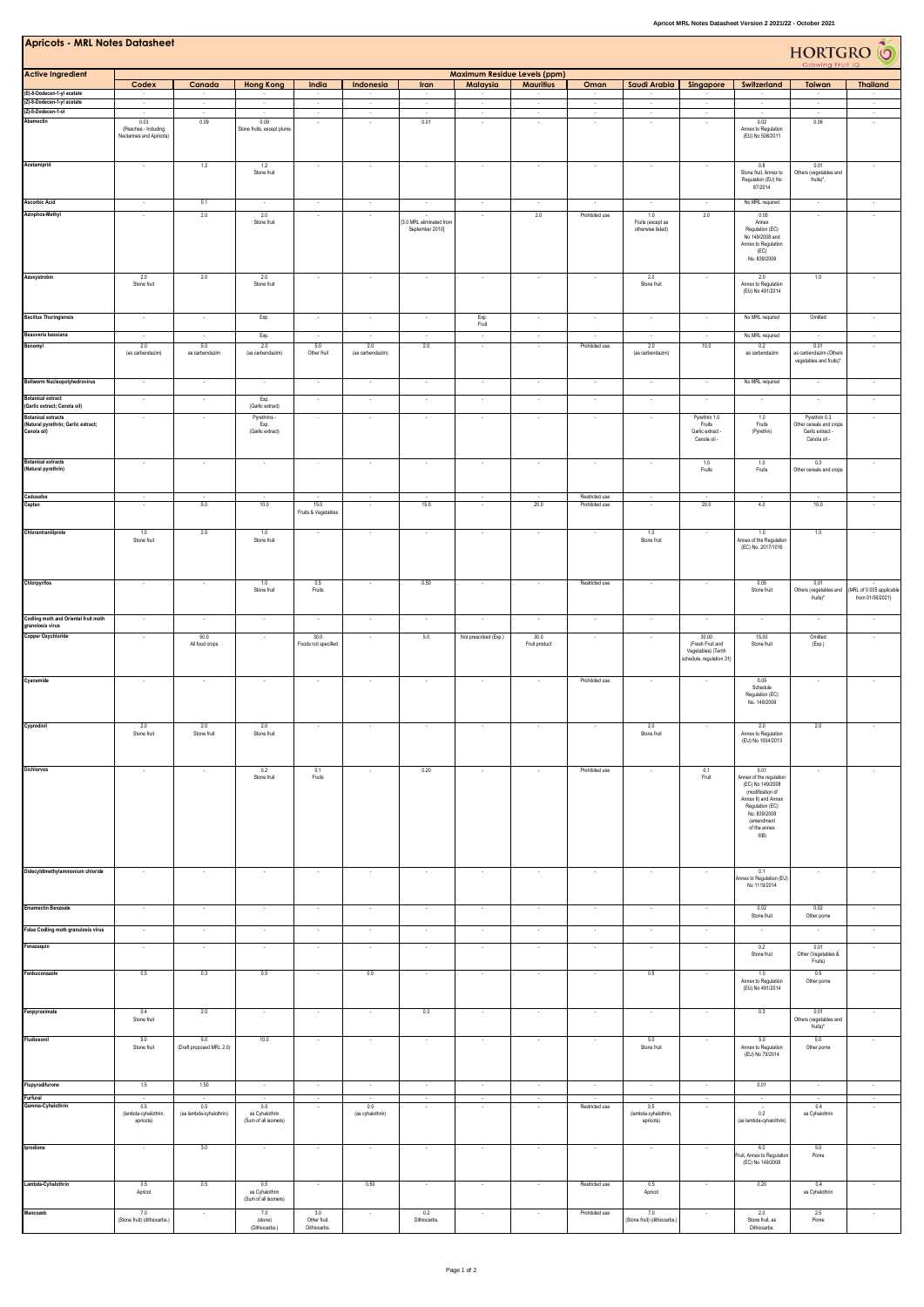# Apricots - MRL Notes Datasheet

HORTGRO Growing Fruit IQ

| Active Ingredient | Maximum Residue Levels (ppm) | | | | | | | | | | | | |
|---|---|---|---|---|---|---|---|---|---|---|---|---|---|
| | Codex | Canada | Hong Kong | India | Indonesia | Iran | Malaysia | Mauritius | Oman | Saudi Arabia | Singapore | Switzerland | Taiwan | Thailand |
| (E)-8-Dodecen-1-yl acetate | - | - | - | - | - | - | - | - | - | - | - | - | - | - |
| (Z)-8-Dodecen-1-yl acetate | - | - | - | - | - | - | - | - | - | - | - | - | - | - |
| (Z)-8-Dodecen-1-ol | - | - | - | - | - | - | - | - | - | - | - | - | - | - |
| Abamectin | 0.03 (Peaches - Including Nectarines and Apricots) | 0.09 | 0.09 Stone fruits, except plums | - | - | 0.01 | - | - | - | - | - | 0.02 Annex to Regulation (EU) No 508/2011 | 0.06 | - |
| Acetamiprid | - | 1.2 | 1.2 Stone fruit | - | - | - | - | - | - | - | - | 0.8 Stone fruit, Annex to Regulation (EU) No 87/2014 | 0.01 Others (vegetables and fruits)* | - |
| Ascorbic Acid | - | 0.1 | - | - | - | - | - | - | - | - | - | No MRL required | - | - |
| Azinphos-Methyl | - | 2.0 | 2.0 Stone fruit | - | - | - [3.0 MRL eliminated from September 2010] | - | 2.0 | Prohibited use | 1.0 Fruits (except as otherwise listed) | 2.0 | 0.05 Annex Regulation (EC) No 149/2008 and Annex to Regulation (EC) No. 839/2008 | - | - |
| Azoxystrobin | 2.0 Stone fruit | 2.0 | 2.0 Stone fruit | - | - | - | - | - | - | 2.0 Stone fruit | - | 2.0 Annex to Regulation (EU) No 491/2014 | 1.0 | - |
| Bacillus Thuringiensis | - | - | Exp. | - | - | - | Exp. Fruit | - | - | - | - | No MRL required | Omitted | - |
| Beauveria bassiana | - | - | Exp. | - | - | - | - | - | - | - | - | No MRL required | - | - |
| Benomyl | 2.0 (as carbendazim) | 5.0 as carbendazim | 2.0 (as carbendazim) | 5.0 Other fruit | 2.0 (as carbendazim) | 2.0 | - | - | Prohibited use | 2.0 (as carbendazim) | 10.0 | 0.2 as carbendazim | 0.01 as carbendazim (Others vegetables and fruits)* | - |
| Bollworm Nucleopolyhedrovirus | - | - | - | - | - | - | - | - | - | - | - | No MRL required | - | - |
| Botanical extract (Garlic extract; Canola oil) | - | - | Exp. (Garlic extract) | - | - | - | - | - | - | - | - | - | - | - |
| Botanical extracts (Natural pyrethrin; Garlic extract; Canola oil) | - | - | Pyrethrins - Exp. (Garlic extract) | - | - | - | - | - | - | - | Pyrethrin 1.0 Fruits Garlic extract - Canola oil - | 1.0 Fruits (Pyrethin) | Pyrethrin 0.3 Other cereals and crops Garlic extract - Canola oil - | - |
| Botanical extracts (Natural pyrethrin) | - | - | - | - | - | - | - | - | - | - | 1.0 Fruits | 1.0 Fruits | 0.3 Other cereals and crops | - |
| Cadusafos | - | - | - | - | - | - | - | - | Restricted use | - | - | - | - | - |
| Captan | - | 5.0 | 10.0 | 15.0 Fruits & Vegetables | - | 15.0 | - | 20.0 | Prohibited use | - | 20.0 | 4.0 | 10.0 | - |
| Chlorantraniliprole | 1.0 Stone fruit | 2.5 | 1.0 Stone fruit | - | - | - | - | - | - | 1.0 Stone fruit | - | 1.0 Annex of the Regulation (EC) No. 2017/1016 | 1.0 | - |
| Chlorpyrifos | - | - | 1.0 Stone fruit | 0.5 Fruits | - | 0.50 | - | - | Restricted use | - | - | 0.05 Stone fruit | 0.01 Others (vegetables and fruits)* | - (MRL of 0.005 applicable from 01/06/2021) |
| Codling moth and Oriental fruit moth granulosis virus | - | - | - | - | - | - | - | - | - | - | - | - | - | - |
| Copper Oxychloride | - | 50.0 All food crops | - | 30.0 Foods not specified | - | 5.0 | Not prescribed (Exp.) | 30.0 Fruit product | - | - | 30.00 (Fresh Fruit and Vegetables) (Tenth schedule, regulation 31) | 15.00 Stone fruit | Omitted (Exp.) | - |
| Cyanamide | - | - | - | - | - | - | - | - | Prohibited use | - | - | 0.05 Schedule Regulation (EC) No. 149/2008 | - | - |
| Cyprodinil | 2.0 Stone fruit | 2.0 Stone fruit | 2.0 Stone fruit | - | - | - | - | - | - | 2.0 Stone fruit | - | 2.0 Annex to Regulation (EU) No 1004/2013 | 2.0 | - |
| Dichlorvos | - | - | 0.2 Stone fruit | 0.1 Fruits | - | 0.20 | - | - | Prohibited use | - | 0.1 Fruit | 0.01 Annex of the regulation (EC) No 149/2008 (modification of Annex II) and Annex Regulation (EC) No. 839/2008 (amendment of the annex IIIB) | - | - |
| Didecyldimethylammonium chloride | - | - | - | - | - | - | - | - | - | - | - | 0.1 Annex to Regulation (EU) No 1119/2014 | - | - |
| Emamectin Benzoate | - | - | - | - | - | - | - | - | - | - | - | 0.02 Stone fruit | 0.02 Other pome | - |
| False Codling moth granulosis virus | - | - | - | - | - | - | - | - | - | - | - | - | - | - |
| Fenazaquin | - | - | - | - | - | - | - | - | - | - | - | 0.2 Stone fruit | 0.01 Other (Vegetables & Fruits) | - |
| Fenbuconazole | 0.5 | 0.3 | 0.5 | - | 0.5 | - | - | - | - | 0.5 | - | 1.0 Annex to Regulation (EU) No 491/2014 | 0.5 Other pome | - |
| Fenpyroximate | 0.4 Stone fruit | 2.0 | - | - | - | 0.3 | - | - | - | - | - | 0.3 | 0.01 Others (vegetables and fruits)* | - |
| Fludioxonil | 5.0 Stone fruit | 5.0 (Draft proposed MRL 2.0) | 10.0 | - | - | - | - | - | - | 5.0 Stone fruit | - | 5.0 Annex to Regulation (EU) No 79/2014 | 5.0 Other pome | - |
| Flupyradifurone | 1.5 | 1.50 | - | - | - | - | - | - | - | - | - | 0.01 | - | - |
| Furfural | - | - | - | - | - | - | - | - | - | - | - | - | - | - |
| Gamma-Cyhalothrin | 0.5 (lambda-cyhalothrin, apricots) | 0.5 (as lambda-cyhalothrin) | 0.5 as Cyhalothrin (Sum of all isomers) | - | 0.5 (as cyhalothrin) | - | - | - | Restricted use | 0.5 (lambda-cyhalothrin, apricots) | - | - 0.2 (as lambda-cyhalothrin) | 0.4 as Cyhalothrin | - |
| Iprodione | - | 3.0 | - | - | - | - | - | - | - | - | - | 6.0 Fruit, Annex to Regulation (EC) No 149/2008 | 5.0 Pome | - |
| Lambda-Cyhalothrin | 0.5 Apricot | 0.5 | 0.5 as Cyhalothrin (Sum of all isomers) | - | 0.50 | - | - | - | Restricted use | 0.5 Apricot | - | 0.20 | 0.4 as Cyhalothrin | - |
| Mancozeb | 7.0 (Stone fruit) (dithiocarbs.) | - | 7.0 (stone) (Dithiocarbs.) | 3.0 Other fruit, Dithiocarbs. | - | 0.2 Dithiocarbs. | - | - | Prohibited use | 7.0 (Stone fruit) (dithiocarbs.) | - | 2.0 Stone fruit, as Dithiocarbs. | 2.5 Pome | - |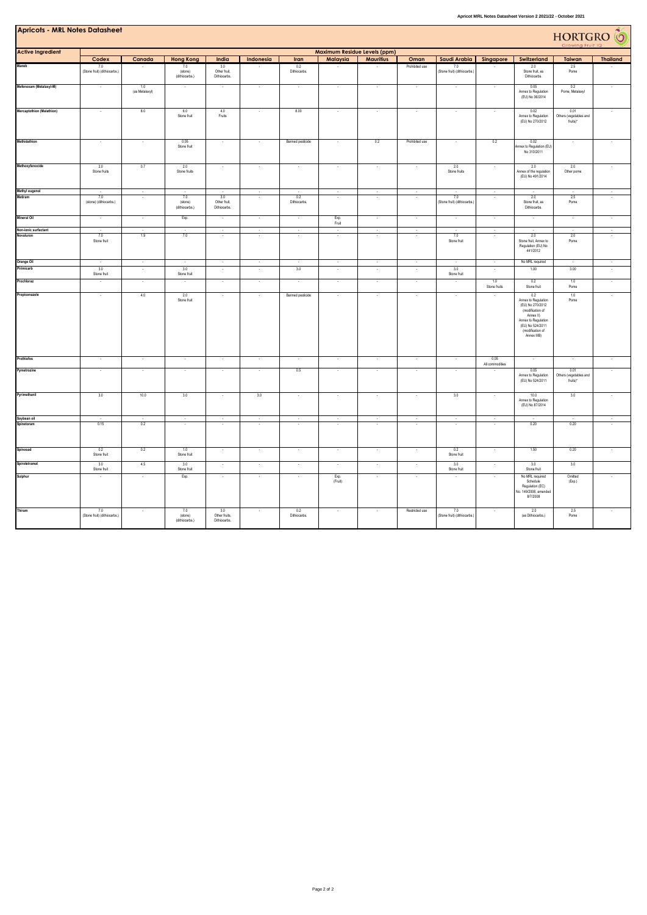# Apricots - MRL Notes Datasheet

| Active Ingredient | Maximum Residue Levels (ppm) | | | | | | | | | | | | |
|---|---|---|---|---|---|---|---|---|---|---|---|---|---|
| | Codex | Canada | Hong Kong | India | Indonesia | Iran | Malaysia | Mauritius | Oman | Saudi Arabia | Singapore | Switzerland | Taiwan | Thailand |
| Maneb | 7.0 (Stone fruit) (dithiocarbs.) | - | 7.0 (stone) (dithiocarbs.) | 3.0 Other fruit, Dithiocarbs. | - | 0.2 Dithiocarbs. | - | - | Prohibited use | 7.0 (Stone fruit) (dithiocarbs.) | - | 2.0 Stone fruit, as Dithiocarbs. | 2.5 Pome | - |
| Mefenoxam (Metalaxyl-M) | - | 1.0 (as Metalaxyl) | - | - | - | - | - | - | - | - | - | 0.05 Annex to Regulation (EU) No 36/2014 | 0.2 Pome, Metalaxyl | - |
| Mercaptothion (Malathion) | - | 8.0 | 6.0 Stone fruit | 4.0 Fruits | - | 8.00 | - | - | - | - | - | 0.02 Annex to Regulation (EU) No 270/2012 | 0.01 Others (vegetables and fruits)* | - |
| Methidathion | - | - | 0.05 Stone fruit | - | - | Banned pesticide | - | 0.2 | Prohibited use | - | 0.2 | 0.02 Annex to Regulation (EU) No 310/2011 | - | - |
| Methoxyfenocide | 2.0 Stone fruits | 0.7 | 2.0 Stone fruits | - | - | - | - | - | - | 2.0 Stone fruits | - | 2.0 Annex of the regulation (EU) No 491/2014 | 2.0 Other pome | - |
| Methyl eugenol | - | - | - | - | - | - | - | - | - | - | - | - | - | - |
| Metiram | 7.0 (stone) (dithiocarbs.) | - | 7.0 (stone) (dithiocarbs.) | 3.0 Other fruit, Dithiocarbs. | - | 0.2 Dithiocarbs. | - | - | - | 7.0 (Stone fruit) (dithiocarbs.) | - | 2.0 Stone fruit, as Dithiocarbs. | 2.5 Pome | - |
| Mineral Oil | - | - | Exp. | - | - | - | Exp. Fruit | - | - | - | - | - | - | - |
| Non-ionic surfactant | - | - | - | - | - | - | - | - | - | - | - | - | - | - |
| Novaluron | 7.0 Stone fruit | 1.9 | 7.0 | - | - | - | - | - | - | 7.0 Stone fruit | - | 2.0 Stone fruit, Annex to Regulation (EU) No 441/2012 | 2.0 Pome | - |
| Orange Oil | - | - | - | - | - | - | - | - | - | - | - | No MRL required | - | - |
| Pirimicarb | 3.0 Stone fruit | - | 3.0 Stone fruit | - | - | 3.0 | - | - | - | 3.0 Stone fruit | - | 1.00 | 3.00 | - |
| Prochloraz | - | - | - | - | - | - | - | - | - | - | 1.0 Stone fruits | 0.2 Stone fruit | 1.0 Pome | - |
| Propiconazole | - | 4.0 | 2.0 Stone fruit | - | - | Banned pesticide | - | - | - | - | - | 0.2 Annex to Regulation (EU) No 270/2012 (modification of Annex II) Annex to Regulation (EU) No 524/2011 (modification of Annex IIIB) | 1.0 Pome | - |
| Prothiofos | - | - | - | - | - | - | - | - | - | - | 0.05 All commodities | - | - | - |
| Pymetrozine | - | - | - | - | - | 0.5 | - | - | - | - | - | 0.05 Annex to Regulation (EU) No 524/2011 | 0.01 Others (vegetables and fruits)* | - |
| Pyrimethanil | 3.0 | 10.0 | 3.0 | - | 3.0 | - | - | - | - | 3.0 | - | 10.0 Annex to Regulation (EU) No 87/2014 | 3.0 | - |
| Soybean oil | - | - | - | - | - | - | - | - | - | - | - | - | - | - |
| Spinetoram | 0.15 | 0.2 | - | - | - | - | - | - | - | - | - | 0.20 | 0.20 | - |
| Spinosad | 0.2 Stone fruit | 0.2 | 1.0 Stone fruit | - | - | - | - | - | - | 0.2 Stone fruit | - | 1.50 | 0.20 | - |
| Spirotetramat | 3.0 Stone fruit | 4.5 | 3.0 Stone fruit | - | - | - | - | - | - | 3.0 Stone fruit | - | 3.0 Stone fruit | 3.0 | - |
| Sulphur | - | - | Exp. | - | - | - | Exp. (Fruit) | - | - | - | - | No MRL required Schedule Regulation (EC) No. 149/2008, amended 8/7/2008 | Omitted (Exp.) | - |
| Thiram | 7.0 (Stone fruit) (dithiocarbs.) | - | 7.0 (stone) (dithiocarbs.) | 3.0 Other fruits, Dithiocarbs. | - | 0.2 Dithiocarbs. | - | - | Restricted use | 7.0 (Stone fruit) (dithiocarbs.) | - | 2.0 (as Dithiocarbs.) | 2.5 Pome | - |